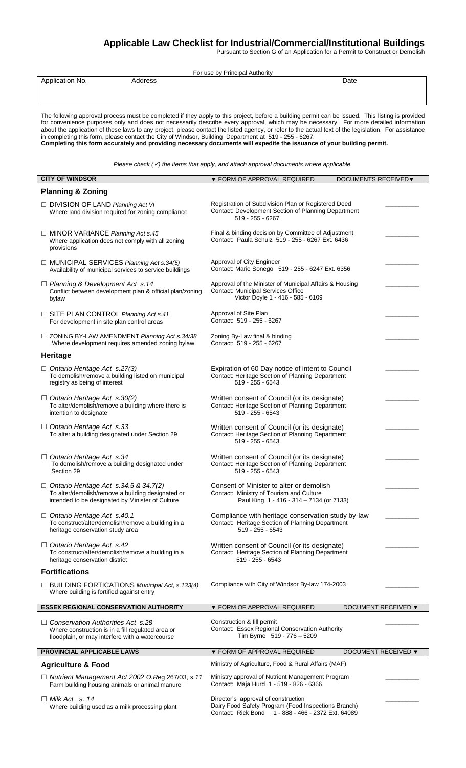# Applicable Law Checklist for Industrial/Commercial/Institutional Buildings

Pursuant to Section G of an Application for a Permit to Construct or Demolish

| For use by Principal Authority | | |
|---|---|---|
| Application No. | Address | Date |
| | | |

The following approval process must be completed if they apply to this project, before a building permit can be issued. This listing is provided for convenience purposes only and does not necessarily describe every approval, which may be necessary. For more detailed information about the application of these laws to any project, please contact the listed agency, or refer to the actual text of the legislation. For assistance in completing this form, please contact the City of Windsor, Building Department at 519 - 255 - 6267.
**Completing this form accurately and providing necessary documents will expedite the issuance of your building permit.**

*Please check (✓) the items that apply, and attach approval documents where applicable.*

| CITY OF WINDSOR | ▼ FORM OF APPROVAL REQUIRED | DOCUMENTS RECEIVED▼ |
|---|---|---|
| **Planning & Zoning** | | |
| ☐ DIVISION OF LAND *Planning Act VI* Where land division required for zoning compliance | Registration of Subdivision Plan or Registered Deed Contact: Development Section of Planning Department 519 - 255 - 6267 | ________ |
| ☐ MINOR VARIANCE *Planning Act s.45* Where application does not comply with all zoning provisions | Final & binding decision by Committee of Adjustment Contact: Paula Schulz 519 - 255 - 6267 Ext. 6436 | ________ |
| ☐ MUNICIPAL SERVICES *Planning Act s.34(5)* Availability of municipal services to service buildings | Approval of City Engineer Contact: Mario Sonego 519 - 255 - 6247 Ext. 6356 | ________ |
| ☐ *Planning & Development Act s.14* Conflict between development plan & official plan/zoning bylaw | Approval of the Minister of Municipal Affairs & Housing Contact: Municipal Services Office Victor Doyle 1 - 416 - 585 - 6109 | ________ |
| ☐ SITE PLAN CONTROL *Planning Act s.41* For development in site plan control areas | Approval of Site Plan Contact: 519 - 255 - 6267 | ________ |
| ☐ ZONING BY-LAW AMENDMENT *Planning Act s.34/38* Where development requires amended zoning bylaw | Zoning By-Law final & binding Contact: 519 - 255 - 6267 | ________ |
| **Heritage** | | |
| ☐ *Ontario Heritage Act s.27(3)* To demolish/remove a building listed on municipal registry as being of interest | Expiration of 60 Day notice of intent to Council Contact: Heritage Section of Planning Department 519 - 255 - 6543 | ________ |
| ☐ *Ontario Heritage Act s.30(2)* To alter/demolish/remove a building where there is intention to designate | Written consent of Council (or its designate) Contact: Heritage Section of Planning Department 519 - 255 - 6543 | ________ |
| ☐ *Ontario Heritage Act s.33* To alter a building designated under Section 29 | Written consent of Council (or its designate) Contact: Heritage Section of Planning Department 519 - 255 - 6543 | ________ |
| ☐ *Ontario Heritage Act s.34* To demolish/remove a building designated under Section 29 | Written consent of Council (or its designate) Contact: Heritage Section of Planning Department 519 - 255 - 6543 | ________ |
| ☐ *Ontario Heritage Act s.34.5 & 34.7(2)* To alter/demolish/remove a building designated or intended to be designated by Minister of Culture | Consent of Minister to alter or demolish Contact: Ministry of Tourism and Culture Paul King 1 - 416 - 314 – 7134 (or 7133) | ________ |
| ☐ *Ontario Heritage Act s.40.1* To construct/alter/demolish/remove a building in a heritage conservation study area | Compliance with heritage conservation study by-law Contact: Heritage Section of Planning Department 519 - 255 - 6543 | ________ |
| ☐ *Ontario Heritage Act s.42* To construct/alter/demolish/remove a building in a heritage conservation district | Written consent of Council (or its designate) Contact: Heritage Section of Planning Department 519 - 255 - 6543 | ________ |
| **Fortifications** | | |
| ☐ BUILDING FORTICATIONS *Municipal Act, s.133(4)* Where building is fortified against entry | Compliance with City of Windsor By-law 174-2003 | ________ |

| ESSEX REGIONAL CONSERVATION AUTHORITY | ▼ FORM OF APPROVAL REQUIRED | DOCUMENT RECEIVED ▼ |
|---|---|---|
| ☐ *Conservation Authorities Act s.28* Where construction is in a fill regulated area or floodplain, or may interfere with a watercourse | Construction & fill permit Contact: Essex Regional Conservation Authority Tim Byrne 519 - 776 – 5209 | ________ |

| PROVINCIAL APPLICABLE LAWS | ▼ FORM OF APPROVAL REQUIRED | DOCUMENT RECEIVED ▼ |
|---|---|---|
| **Agriculture & Food** | Ministry of Agriculture, Food & Rural Affairs (MAF) | |
| ☐ *Nutrient Management Act 2002 O.Reg 267/03, s.11* Farm building housing animals or animal manure | Ministry approval of Nutrient Management Program Contact: Maja Hurd 1 - 519 - 826 - 6366 | ________ |
| ☐ *Milk Act s. 14* Where building used as a milk processing plant | Director's approval of construction Dairy Food Safety Program (Food Inspections Branch) Contact: Rick Bond 1 - 888 - 466 - 2372 Ext. 64089 | ________ |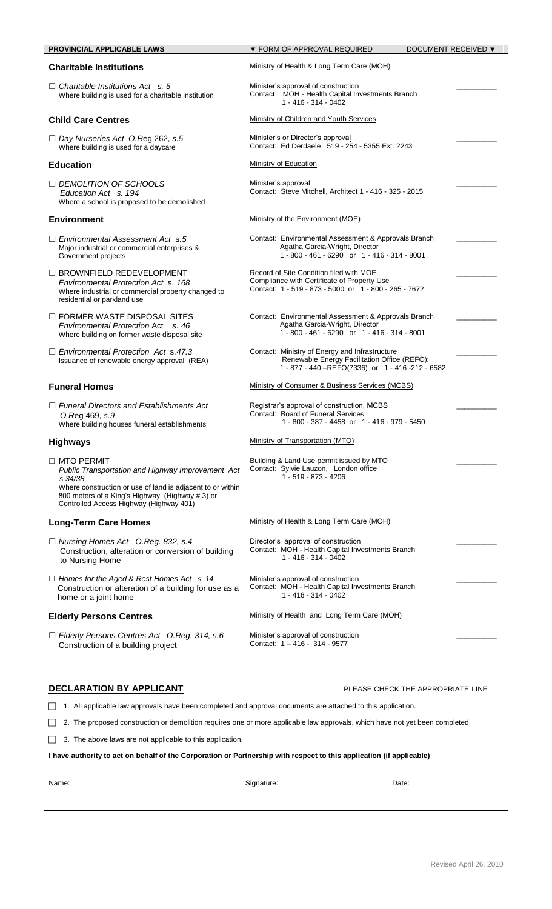| PROVINCIAL APPLICABLE LAWS | ▼ FORM OF APPROVAL REQUIRED | DOCUMENT RECEIVED ▼ |
|---|---|---|
| **Charitable Institutions** | Ministry of Health & Long Term Care (MOH) | |
| ☐ *Charitable Institutions Act s. 5* Where building is used for a charitable institution | Minister's approval of construction Contact : MOH - Health Capital Investments Branch 1 - 416 - 314 - 0402 | _________ |
| **Child Care Centres** | Ministry of Children and Youth Services | |
| ☐ *Day Nurseries Act O.Reg 262, s.5* Where building is used for a daycare | Minister's or Director's approval Contact: Ed Derdaele 519 - 254 - 5355 Ext. 2243 | _________ |
| **Education** | Ministry of Education | |
| ☐ *DEMOLITION OF SCHOOLS Education Act s. 194* Where a school is proposed to be demolished | Minister's approval Contact: Steve Mitchell, Architect 1 - 416 - 325 - 2015 | _________ |
| **Environment** | Ministry of the Environment (MOE) | |
| ☐ *Environmental Assessment Act s.5* Major industrial or commercial enterprises & Government projects | Contact: Environmental Assessment & Approvals Branch Agatha Garcia-Wright, Director 1 - 800 - 461 - 6290 or 1 - 416 - 314 - 8001 | _________ |
| ☐ BROWNFIELD REDEVELOPMENT *Environmental Protection Act s. 168* Where industrial or commercial property changed to residential or parkland use | Record of Site Condition filed with MOE Compliance with Certificate of Property Use Contact: 1 - 519 - 873 - 5000 or 1 - 800 - 265 - 7672 | _________ |
| ☐ FORMER WASTE DISPOSAL SITES *Environmental Protection Act s. 46* Where building on former waste disposal site | Contact: Environmental Assessment & Approvals Branch Agatha Garcia-Wright, Director 1 - 800 - 461 - 6290 or 1 - 416 - 314 - 8001 | _________ |
| ☐ *Environmental Protection Act s.47.3* Issuance of renewable energy approval (REA) | Contact: Ministry of Energy and Infrastructure Renewable Energy Facilitation Office (REFO): 1 - 877 - 440 –REFO(7336) or 1 - 416 -212 - 6582 | _________ |
| **Funeral Homes** | Ministry of Consumer & Business Services (MCBS) | |
| ☐ *Funeral Directors and Establishments Act O.Reg 469, s.9* Where building houses funeral establishments | Registrar's approval of construction, MCBS Contact: Board of Funeral Services 1 - 800 - 387 - 4458 or 1 - 416 - 979 - 5450 | _________ |
| **Highways** | Ministry of Transportation (MTO) | |
| ☐ MTO PERMIT *Public Transportation and Highway Improvement Act s.34/38* Where construction or use of land is adjacent to or within 800 meters of a King's Highway (Highway # 3) or Controlled Access Highway (Highway 401) | Building & Land Use permit issued by MTO Contact: Sylvie Lauzon, London office 1 - 519 - 873 - 4206 | _________ |
| **Long-Term Care Homes** | Ministry of Health & Long Term Care (MOH) | |
| ☐ *Nursing Homes Act O.Reg. 832, s.4* Construction, alteration or conversion of building to Nursing Home | Director's approval of construction Contact: MOH - Health Capital Investments Branch 1 - 416 - 314 - 0402 | _________ |
| ☐ *Homes for the Aged & Rest Homes Act s. 14* Construction or alteration of a building for use as a home or a joint home | Minister's approval of construction Contact: MOH - Health Capital Investments Branch 1 - 416 - 314 - 0402 | _________ |
| **Elderly Persons Centres** | Ministry of Health and Long Term Care (MOH) | |
| ☐ *Elderly Persons Centres Act O.Reg. 314, s.6* Construction of a building project | Minister's approval of construction Contact: 1 – 416 - 314 - 9577 | _________ |

## DECLARATION BY APPLICANT

PLEASE CHECK THE APPROPRIATE LINE

☐ 1. All applicable law approvals have been completed and approval documents are attached to this application.

☐ 2. The proposed construction or demolition requires one or more applicable law approvals, which have not yet been completed.

☐ 3. The above laws are not applicable to this application.

**I have authority to act on behalf of the Corporation or Partnership with respect to this application (if applicable)**

Name: Signature: Date:

Revised April 26, 2010